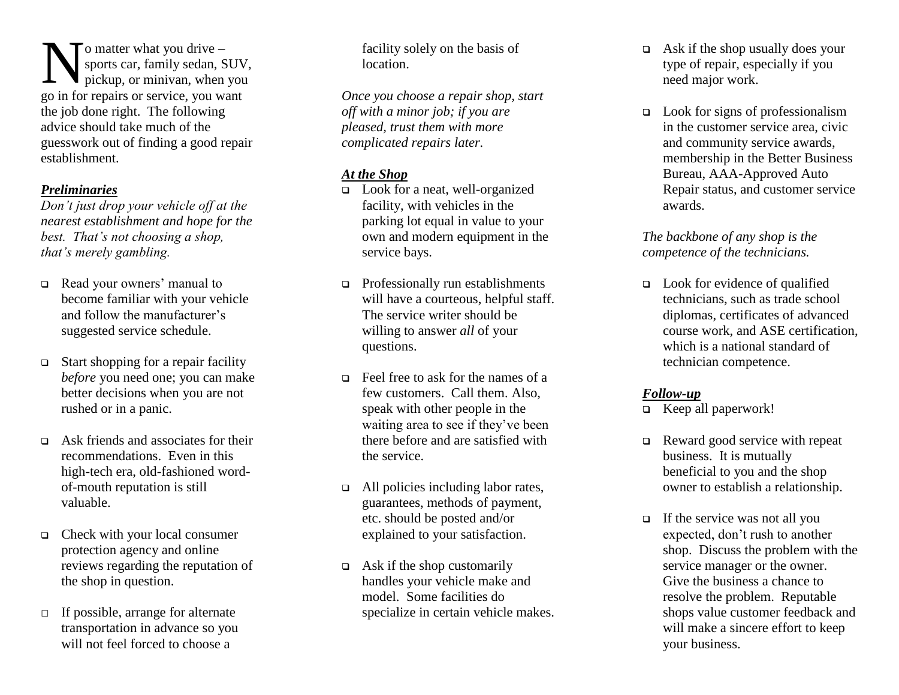No matter what you drive – sports car, family sedan, SUV, pickup, or minivan, when you go in for repairs or service, you want the job done right. The following advice should take much of the guesswork out of finding a good repair establishment.

### ***Preliminaries***

*Don't just drop your vehicle off at the nearest establishment and hope for the best. That's not choosing a shop, that's merely gambling.*

- Read your owners' manual to become familiar with your vehicle and follow the manufacturer's suggested service schedule.
- Start shopping for a repair facility *before* you need one; you can make better decisions when you are not rushed or in a panic.
- Ask friends and associates for their recommendations. Even in this high-tech era, old-fashioned word-of-mouth reputation is still valuable.
- Check with your local consumer protection agency and online reviews regarding the reputation of the shop in question.
- If possible, arrange for alternate transportation in advance so you will not feel forced to choose a facility solely on the basis of location.

*Once you choose a repair shop, start off with a minor job; if you are pleased, trust them with more complicated repairs later.*

### ***At the Shop***

- Look for a neat, well-organized facility, with vehicles in the parking lot equal in value to your own and modern equipment in the service bays.
- Professionally run establishments will have a courteous, helpful staff. The service writer should be willing to answer *all* of your questions.
- Feel free to ask for the names of a few customers. Call them. Also, speak with other people in the waiting area to see if they've been there before and are satisfied with the service.
- All policies including labor rates, guarantees, methods of payment, etc. should be posted and/or explained to your satisfaction.
- Ask if the shop customarily handles your vehicle make and model. Some facilities do specialize in certain vehicle makes.
- Ask if the shop usually does your type of repair, especially if you need major work.
- Look for signs of professionalism in the customer service area, civic and community service awards, membership in the Better Business Bureau, AAA-Approved Auto Repair status, and customer service awards.

*The backbone of any shop is the competence of the technicians.*

- Look for evidence of qualified technicians, such as trade school diplomas, certificates of advanced course work, and ASE certification, which is a national standard of technician competence.

### ***Follow-up***

- Keep all paperwork!
- Reward good service with repeat business. It is mutually beneficial to you and the shop owner to establish a relationship.
- If the service was not all you expected, don't rush to another shop. Discuss the problem with the service manager or the owner. Give the business a chance to resolve the problem. Reputable shops value customer feedback and will make a sincere effort to keep your business.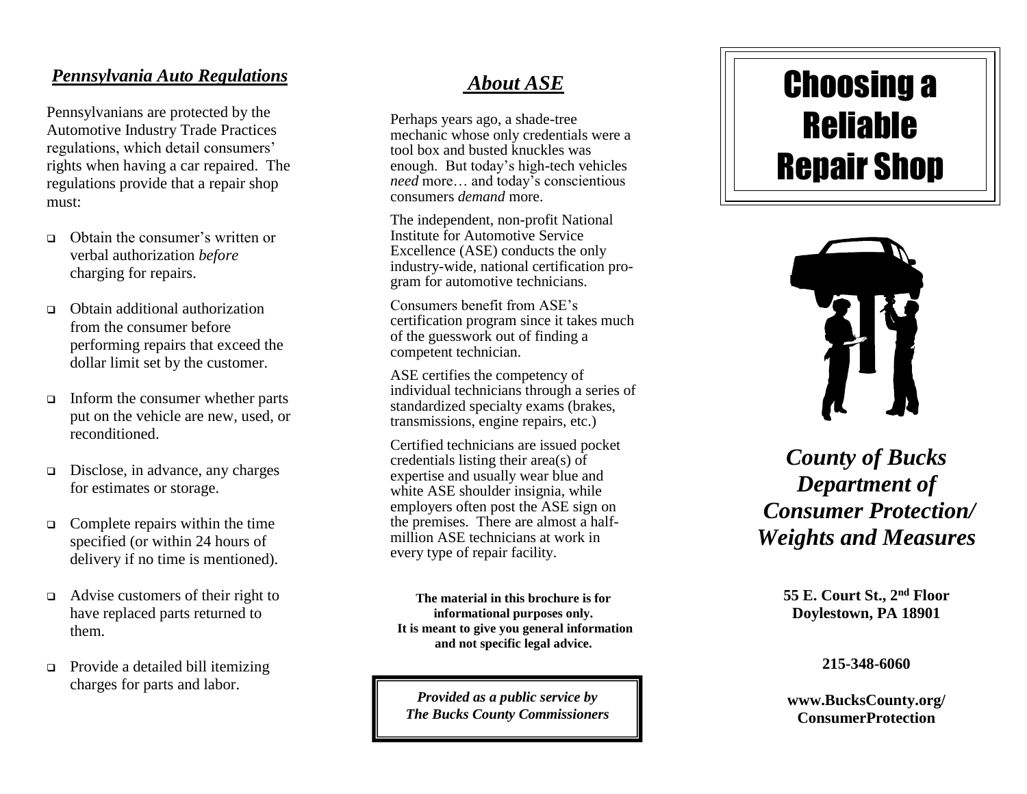## *Pennsylvania Auto Regulations*

Pennsylvanians are protected by the Automotive Industry Trade Practices regulations, which detail consumers' rights when having a car repaired. The regulations provide that a repair shop must:

- Obtain the consumer's written or verbal authorization *before* charging for repairs.
- Obtain additional authorization from the consumer before performing repairs that exceed the dollar limit set by the customer.
- Inform the consumer whether parts put on the vehicle are new, used, or reconditioned.
- Disclose, in advance, any charges for estimates or storage.
- Complete repairs within the time specified (or within 24 hours of delivery if no time is mentioned).
- Advise customers of their right to have replaced parts returned to them.
- Provide a detailed bill itemizing charges for parts and labor.

## *About ASE*

Perhaps years ago, a shade-tree mechanic whose only credentials were a tool box and busted knuckles was enough. But today's high-tech vehicles *need* more… and today's conscientious consumers *demand* more.

The independent, non-profit National Institute for Automotive Service Excellence (ASE) conducts the only industry-wide, national certification program for automotive technicians.

Consumers benefit from ASE's certification program since it takes much of the guesswork out of finding a competent technician.

ASE certifies the competency of individual technicians through a series of standardized specialty exams (brakes, transmissions, engine repairs, etc.)

Certified technicians are issued pocket credentials listing their area(s) of expertise and usually wear blue and white ASE shoulder insignia, while employers often post the ASE sign on the premises. There are almost a half-million ASE technicians at work in every type of repair facility.

**The material in this brochure is for informational purposes only. It is meant to give you general information and not specific legal advice.**

***Provided as a public service by The Bucks County Commissioners***

# Choosing a Reliable Repair Shop

***County of Bucks Department of Consumer Protection/ Weights and Measures***

**55 E. Court St., 2nd Floor**
**Doylestown, PA 18901**

**215-348-6060**

**www.BucksCounty.org/ConsumerProtection**